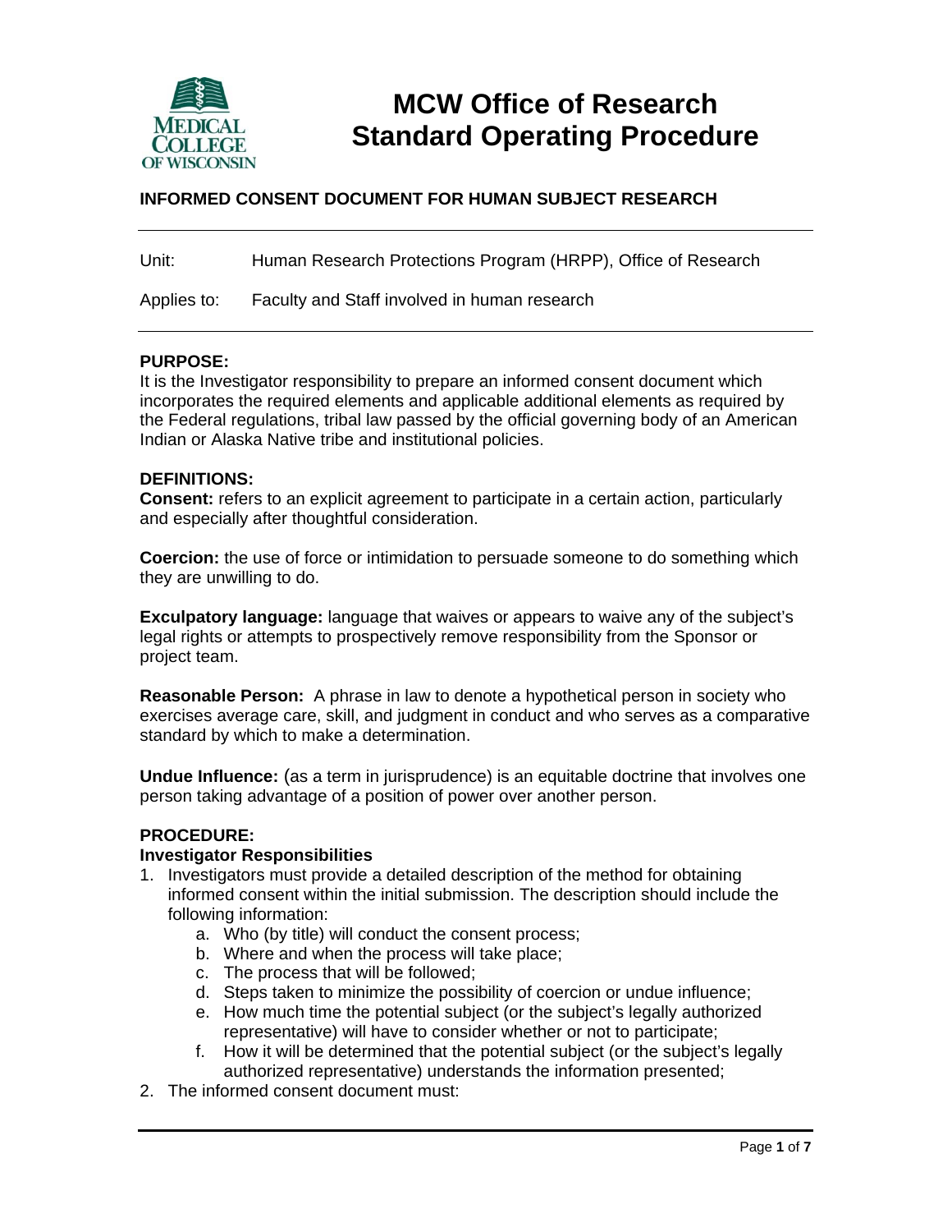# MCW Office of Research Standard Operating Procedure

## INFORMED CONSENT DOCUMENT FOR HUMAN SUBJECT RESEARCH

Unit: Human Research Protections Program (HRPP), Office of Research

Applies to: Faculty and Staff involved in human research

---

**PURPOSE:**

It is the Investigator responsibility to prepare an informed consent document which incorporates the required elements and applicable additional elements as required by the Federal regulations, tribal law passed by the official governing body of an American Indian or Alaska Native tribe and institutional policies.

**DEFINITIONS:**

**Consent:** refers to an explicit agreement to participate in a certain action, particularly and especially after thoughtful consideration.

**Coercion:** the use of force or intimidation to persuade someone to do something which they are unwilling to do.

**Exculpatory language:** language that waives or appears to waive any of the subject's legal rights or attempts to prospectively remove responsibility from the Sponsor or project team.

**Reasonable Person:** A phrase in law to denote a hypothetical person in society who exercises average care, skill, and judgment in conduct and who serves as a comparative standard by which to make a determination.

**Undue Influence:** (as a term in jurisprudence) is an equitable doctrine that involves one person taking advantage of a position of power over another person.

**PROCEDURE:**

**Investigator Responsibilities**

1. Investigators must provide a detailed description of the method for obtaining informed consent within the initial submission. The description should include the following information:
    a. Who (by title) will conduct the consent process;
    b. Where and when the process will take place;
    c. The process that will be followed;
    d. Steps taken to minimize the possibility of coercion or undue influence;
    e. How much time the potential subject (or the subject's legally authorized representative) will have to consider whether or not to participate;
    f. How it will be determined that the potential subject (or the subject's legally authorized representative) understands the information presented;
2. The informed consent document must: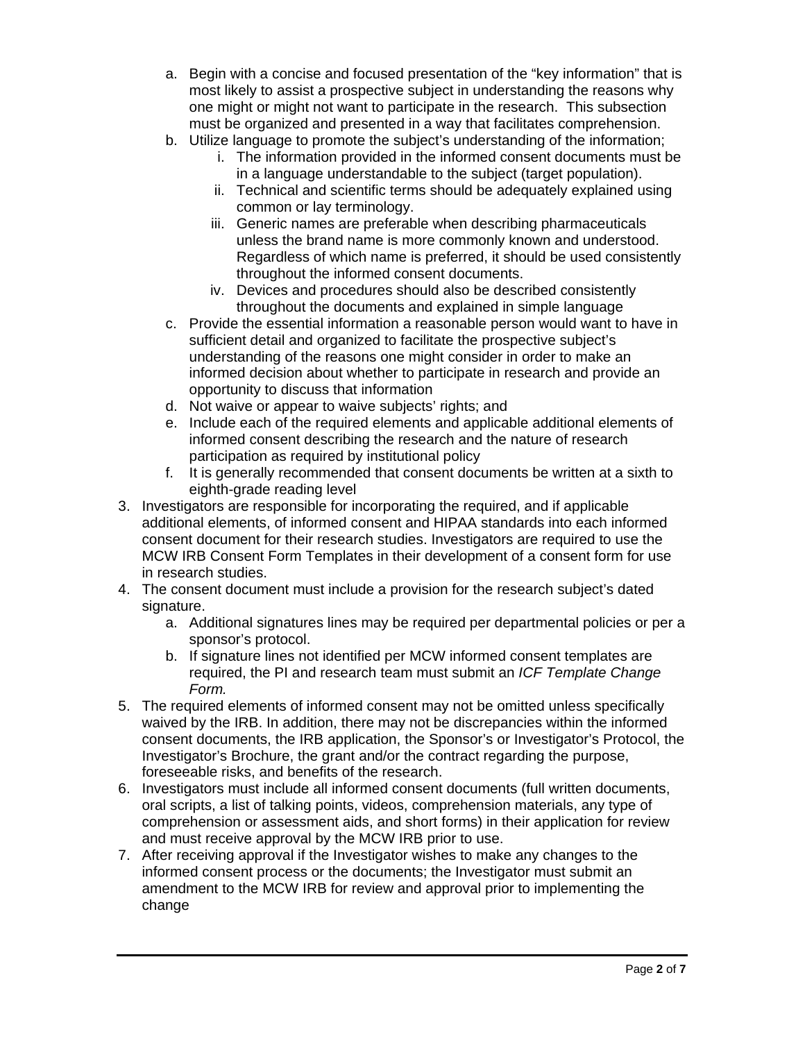a. Begin with a concise and focused presentation of the "key information" that is most likely to assist a prospective subject in understanding the reasons why one might or might not want to participate in the research. This subsection must be organized and presented in a way that facilitates comprehension.
   b. Utilize language to promote the subject's understanding of the information;
      i. The information provided in the informed consent documents must be in a language understandable to the subject (target population).
      ii. Technical and scientific terms should be adequately explained using common or lay terminology.
      iii. Generic names are preferable when describing pharmaceuticals unless the brand name is more commonly known and understood. Regardless of which name is preferred, it should be used consistently throughout the informed consent documents.
      iv. Devices and procedures should also be described consistently throughout the documents and explained in simple language
   c. Provide the essential information a reasonable person would want to have in sufficient detail and organized to facilitate the prospective subject's understanding of the reasons one might consider in order to make an informed decision about whether to participate in research and provide an opportunity to discuss that information
   d. Not waive or appear to waive subjects' rights; and
   e. Include each of the required elements and applicable additional elements of informed consent describing the research and the nature of research participation as required by institutional policy
   f. It is generally recommended that consent documents be written at a sixth to eighth-grade reading level

3. Investigators are responsible for incorporating the required, and if applicable additional elements, of informed consent and HIPAA standards into each informed consent document for their research studies. Investigators are required to use the MCW IRB Consent Form Templates in their development of a consent form for use in research studies.
4. The consent document must include a provision for the research subject's dated signature.
   a. Additional signatures lines may be required per departmental policies or per a sponsor's protocol.
   b. If signature lines not identified per MCW informed consent templates are required, the PI and research team must submit an *ICF Template Change Form.*
5. The required elements of informed consent may not be omitted unless specifically waived by the IRB. In addition, there may not be discrepancies within the informed consent documents, the IRB application, the Sponsor's or Investigator's Protocol, the Investigator's Brochure, the grant and/or the contract regarding the purpose, foreseeable risks, and benefits of the research.
6. Investigators must include all informed consent documents (full written documents, oral scripts, a list of talking points, videos, comprehension materials, any type of comprehension or assessment aids, and short forms) in their application for review and must receive approval by the MCW IRB prior to use.
7. After receiving approval if the Investigator wishes to make any changes to the informed consent process or the documents; the Investigator must submit an amendment to the MCW IRB for review and approval prior to implementing the change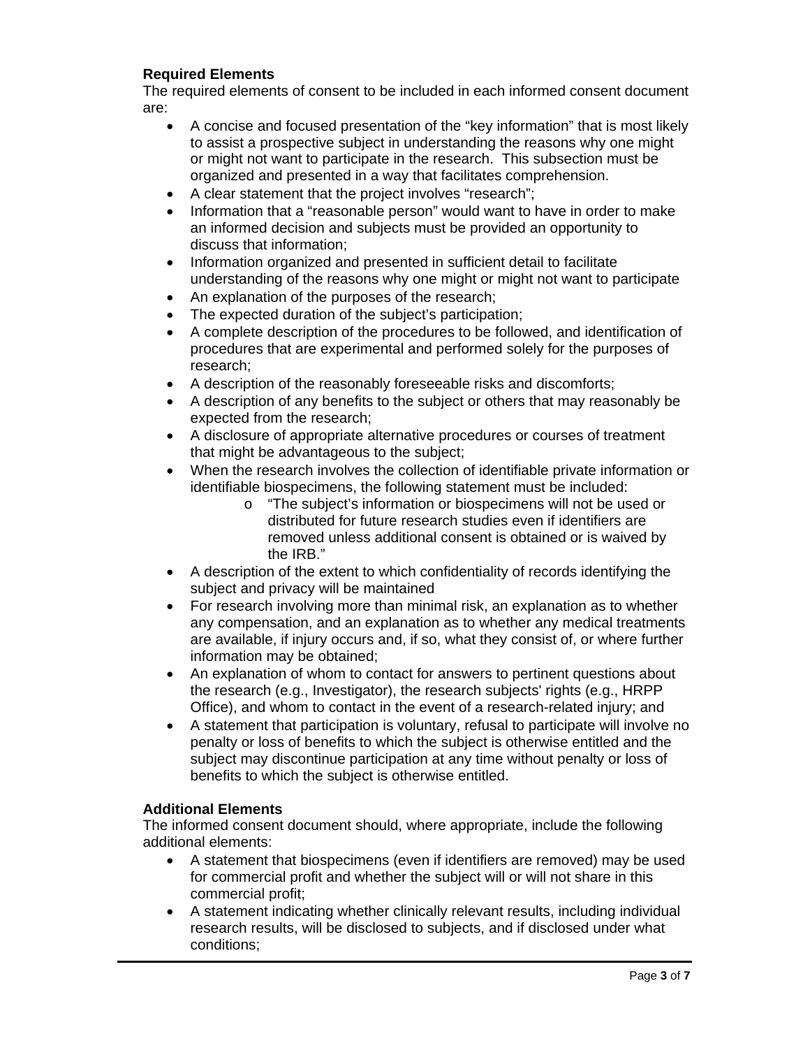**Required Elements**

The required elements of consent to be included in each informed consent document are:

- A concise and focused presentation of the "key information" that is most likely to assist a prospective subject in understanding the reasons why one might or might not want to participate in the research. This subsection must be organized and presented in a way that facilitates comprehension.
- A clear statement that the project involves "research";
- Information that a "reasonable person" would want to have in order to make an informed decision and subjects must be provided an opportunity to discuss that information;
- Information organized and presented in sufficient detail to facilitate understanding of the reasons why one might or might not want to participate
- An explanation of the purposes of the research;
- The expected duration of the subject's participation;
- A complete description of the procedures to be followed, and identification of procedures that are experimental and performed solely for the purposes of research;
- A description of the reasonably foreseeable risks and discomforts;
- A description of any benefits to the subject or others that may reasonably be expected from the research;
- A disclosure of appropriate alternative procedures or courses of treatment that might be advantageous to the subject;
- When the research involves the collection of identifiable private information or identifiable biospecimens, the following statement must be included:
    - "The subject's information or biospecimens will not be used or distributed for future research studies even if identifiers are removed unless additional consent is obtained or is waived by the IRB."
- A description of the extent to which confidentiality of records identifying the subject and privacy will be maintained
- For research involving more than minimal risk, an explanation as to whether any compensation, and an explanation as to whether any medical treatments are available, if injury occurs and, if so, what they consist of, or where further information may be obtained;
- An explanation of whom to contact for answers to pertinent questions about the research (e.g., Investigator), the research subjects' rights (e.g., HRPP Office), and whom to contact in the event of a research-related injury; and
- A statement that participation is voluntary, refusal to participate will involve no penalty or loss of benefits to which the subject is otherwise entitled and the subject may discontinue participation at any time without penalty or loss of benefits to which the subject is otherwise entitled.

**Additional Elements**

The informed consent document should, where appropriate, include the following additional elements:

- A statement that biospecimens (even if identifiers are removed) may be used for commercial profit and whether the subject will or will not share in this commercial profit;
- A statement indicating whether clinically relevant results, including individual research results, will be disclosed to subjects, and if disclosed under what conditions;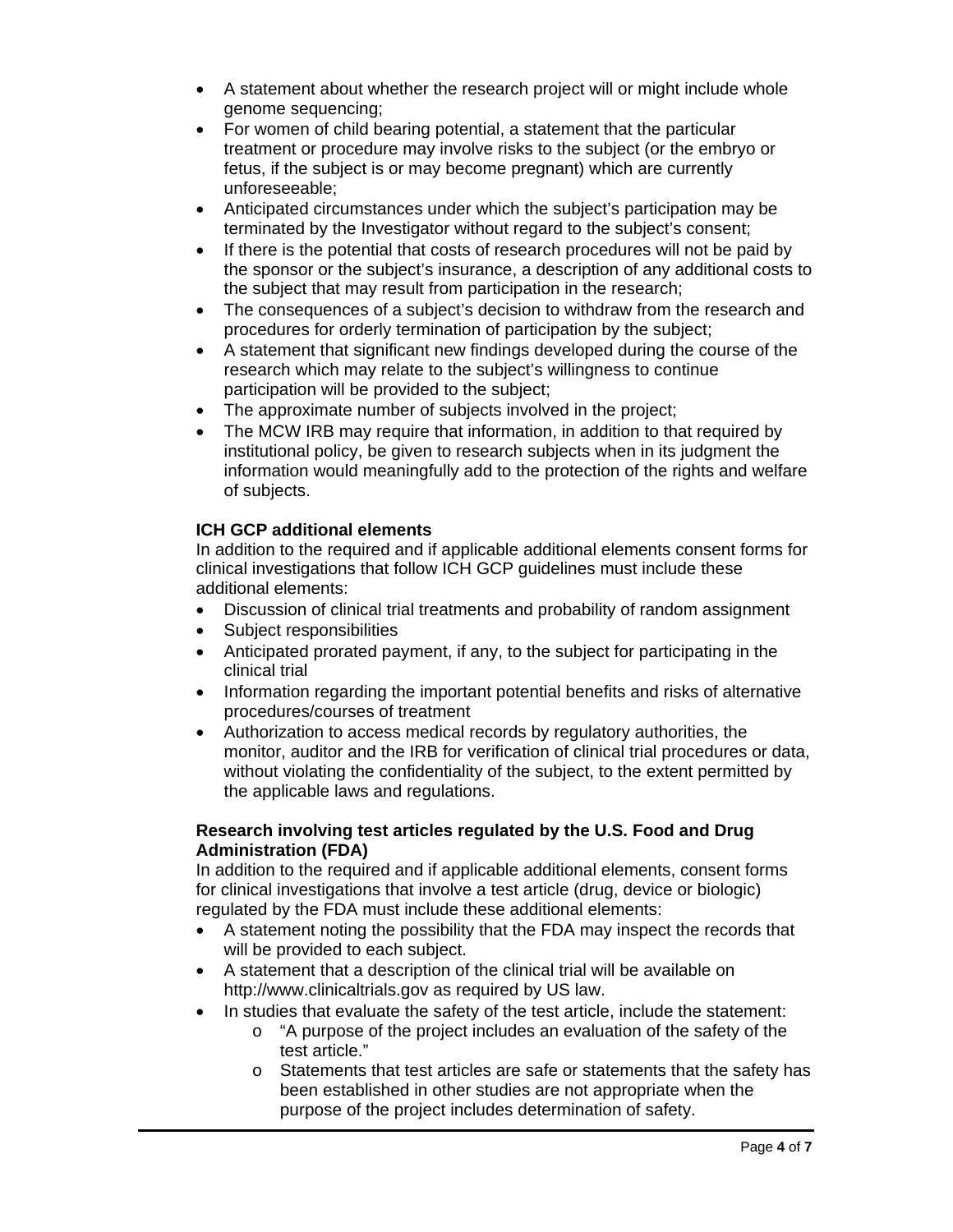- A statement about whether the research project will or might include whole genome sequencing;
- For women of child bearing potential, a statement that the particular treatment or procedure may involve risks to the subject (or the embryo or fetus, if the subject is or may become pregnant) which are currently unforeseeable;
- Anticipated circumstances under which the subject's participation may be terminated by the Investigator without regard to the subject's consent;
- If there is the potential that costs of research procedures will not be paid by the sponsor or the subject's insurance, a description of any additional costs to the subject that may result from participation in the research;
- The consequences of a subject's decision to withdraw from the research and procedures for orderly termination of participation by the subject;
- A statement that significant new findings developed during the course of the research which may relate to the subject's willingness to continue participation will be provided to the subject;
- The approximate number of subjects involved in the project;
- The MCW IRB may require that information, in addition to that required by institutional policy, be given to research subjects when in its judgment the information would meaningfully add to the protection of the rights and welfare of subjects.

**ICH GCP additional elements**

In addition to the required and if applicable additional elements consent forms for clinical investigations that follow ICH GCP guidelines must include these additional elements:

- Discussion of clinical trial treatments and probability of random assignment
- Subject responsibilities
- Anticipated prorated payment, if any, to the subject for participating in the clinical trial
- Information regarding the important potential benefits and risks of alternative procedures/courses of treatment
- Authorization to access medical records by regulatory authorities, the monitor, auditor and the IRB for verification of clinical trial procedures or data, without violating the confidentiality of the subject, to the extent permitted by the applicable laws and regulations.

**Research involving test articles regulated by the U.S. Food and Drug Administration (FDA)**

In addition to the required and if applicable additional elements, consent forms for clinical investigations that involve a test article (drug, device or biologic) regulated by the FDA must include these additional elements:

- A statement noting the possibility that the FDA may inspect the records that will be provided to each subject.
- A statement that a description of the clinical trial will be available on http://www.clinicaltrials.gov as required by US law.
- In studies that evaluate the safety of the test article, include the statement:
  - "A purpose of the project includes an evaluation of the safety of the test article."
  - Statements that test articles are safe or statements that the safety has been established in other studies are not appropriate when the purpose of the project includes determination of safety.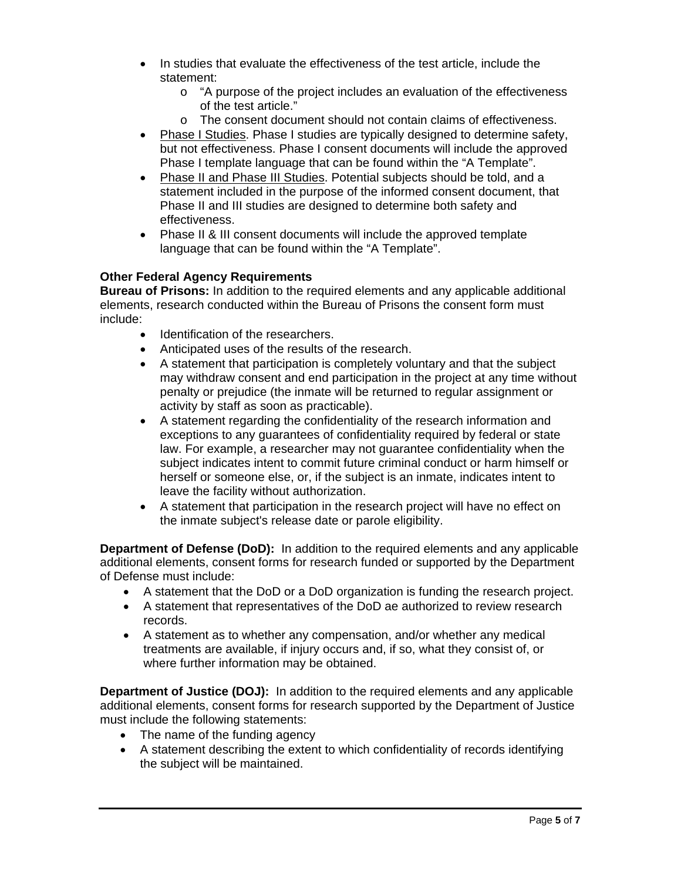- In studies that evaluate the effectiveness of the test article, include the statement:
    - "A purpose of the project includes an evaluation of the effectiveness of the test article."
    - The consent document should not contain claims of effectiveness.
- Phase I Studies. Phase I studies are typically designed to determine safety, but not effectiveness. Phase I consent documents will include the approved Phase I template language that can be found within the "A Template".
- Phase II and Phase III Studies. Potential subjects should be told, and a statement included in the purpose of the informed consent document, that Phase II and III studies are designed to determine both safety and effectiveness.
- Phase II & III consent documents will include the approved template language that can be found within the "A Template".

**Other Federal Agency Requirements**

**Bureau of Prisons:** In addition to the required elements and any applicable additional elements, research conducted within the Bureau of Prisons the consent form must include:

- Identification of the researchers.
- Anticipated uses of the results of the research.
- A statement that participation is completely voluntary and that the subject may withdraw consent and end participation in the project at any time without penalty or prejudice (the inmate will be returned to regular assignment or activity by staff as soon as practicable).
- A statement regarding the confidentiality of the research information and exceptions to any guarantees of confidentiality required by federal or state law. For example, a researcher may not guarantee confidentiality when the subject indicates intent to commit future criminal conduct or harm himself or herself or someone else, or, if the subject is an inmate, indicates intent to leave the facility without authorization.
- A statement that participation in the research project will have no effect on the inmate subject's release date or parole eligibility.

**Department of Defense (DoD):** In addition to the required elements and any applicable additional elements, consent forms for research funded or supported by the Department of Defense must include:

- A statement that the DoD or a DoD organization is funding the research project.
- A statement that representatives of the DoD ae authorized to review research records.
- A statement as to whether any compensation, and/or whether any medical treatments are available, if injury occurs and, if so, what they consist of, or where further information may be obtained.

**Department of Justice (DOJ):** In addition to the required elements and any applicable additional elements, consent forms for research supported by the Department of Justice must include the following statements:

- The name of the funding agency
- A statement describing the extent to which confidentiality of records identifying the subject will be maintained.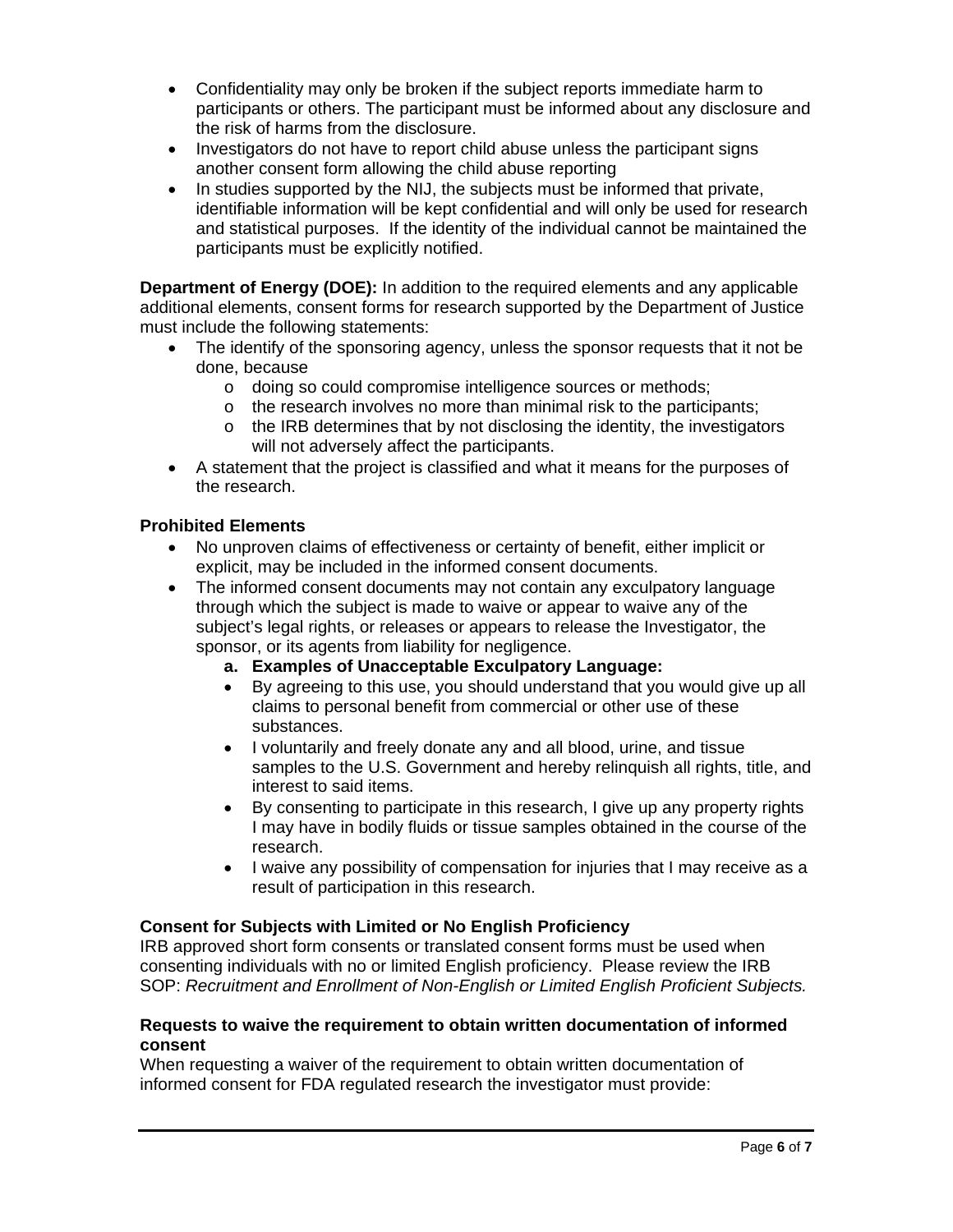- Confidentiality may only be broken if the subject reports immediate harm to participants or others. The participant must be informed about any disclosure and the risk of harms from the disclosure.
- Investigators do not have to report child abuse unless the participant signs another consent form allowing the child abuse reporting
- In studies supported by the NIJ, the subjects must be informed that private, identifiable information will be kept confidential and will only be used for research and statistical purposes. If the identity of the individual cannot be maintained the participants must be explicitly notified.

**Department of Energy (DOE):** In addition to the required elements and any applicable additional elements, consent forms for research supported by the Department of Justice must include the following statements:

- The identify of the sponsoring agency, unless the sponsor requests that it not be done, because
  - o doing so could compromise intelligence sources or methods;
  - o the research involves no more than minimal risk to the participants;
  - o the IRB determines that by not disclosing the identity, the investigators will not adversely affect the participants.
- A statement that the project is classified and what it means for the purposes of the research.

**Prohibited Elements**

- No unproven claims of effectiveness or certainty of benefit, either implicit or explicit, may be included in the informed consent documents.
- The informed consent documents may not contain any exculpatory language through which the subject is made to waive or appear to waive any of the subject's legal rights, or releases or appears to release the Investigator, the sponsor, or its agents from liability for negligence.
  a. **Examples of Unacceptable Exculpatory Language:**
  - By agreeing to this use, you should understand that you would give up all claims to personal benefit from commercial or other use of these substances.
  - I voluntarily and freely donate any and all blood, urine, and tissue samples to the U.S. Government and hereby relinquish all rights, title, and interest to said items.
  - By consenting to participate in this research, I give up any property rights I may have in bodily fluids or tissue samples obtained in the course of the research.
  - I waive any possibility of compensation for injuries that I may receive as a result of participation in this research.

**Consent for Subjects with Limited or No English Proficiency**

IRB approved short form consents or translated consent forms must be used when consenting individuals with no or limited English proficiency. Please review the IRB SOP: *Recruitment and Enrollment of Non-English or Limited English Proficient Subjects.*

**Requests to waive the requirement to obtain written documentation of informed consent**

When requesting a waiver of the requirement to obtain written documentation of informed consent for FDA regulated research the investigator must provide: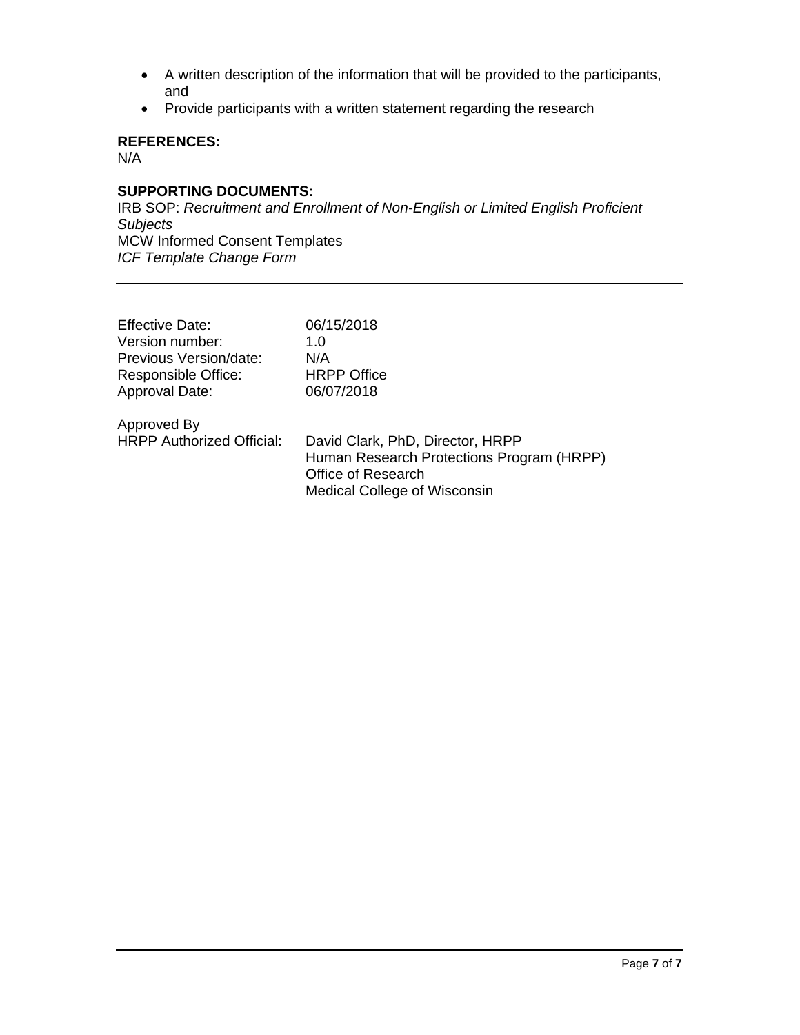- A written description of the information that will be provided to the participants, and
- Provide participants with a written statement regarding the research

**REFERENCES:**
N/A

**SUPPORTING DOCUMENTS:**
IRB SOP: *Recruitment and Enrollment of Non-English or Limited English Proficient Subjects*
MCW Informed Consent Templates
*ICF Template Change Form*

---

| | |
|---|---|
| Effective Date: | 06/15/2018 |
| Version number: | 1.0 |
| Previous Version/date: | N/A |
| Responsible Office: | HRPP Office |
| Approval Date: | 06/07/2018 |

Approved By
HRPP Authorized Official: David Clark, PhD, Director, HRPP
Human Research Protections Program (HRPP)
Office of Research
Medical College of Wisconsin